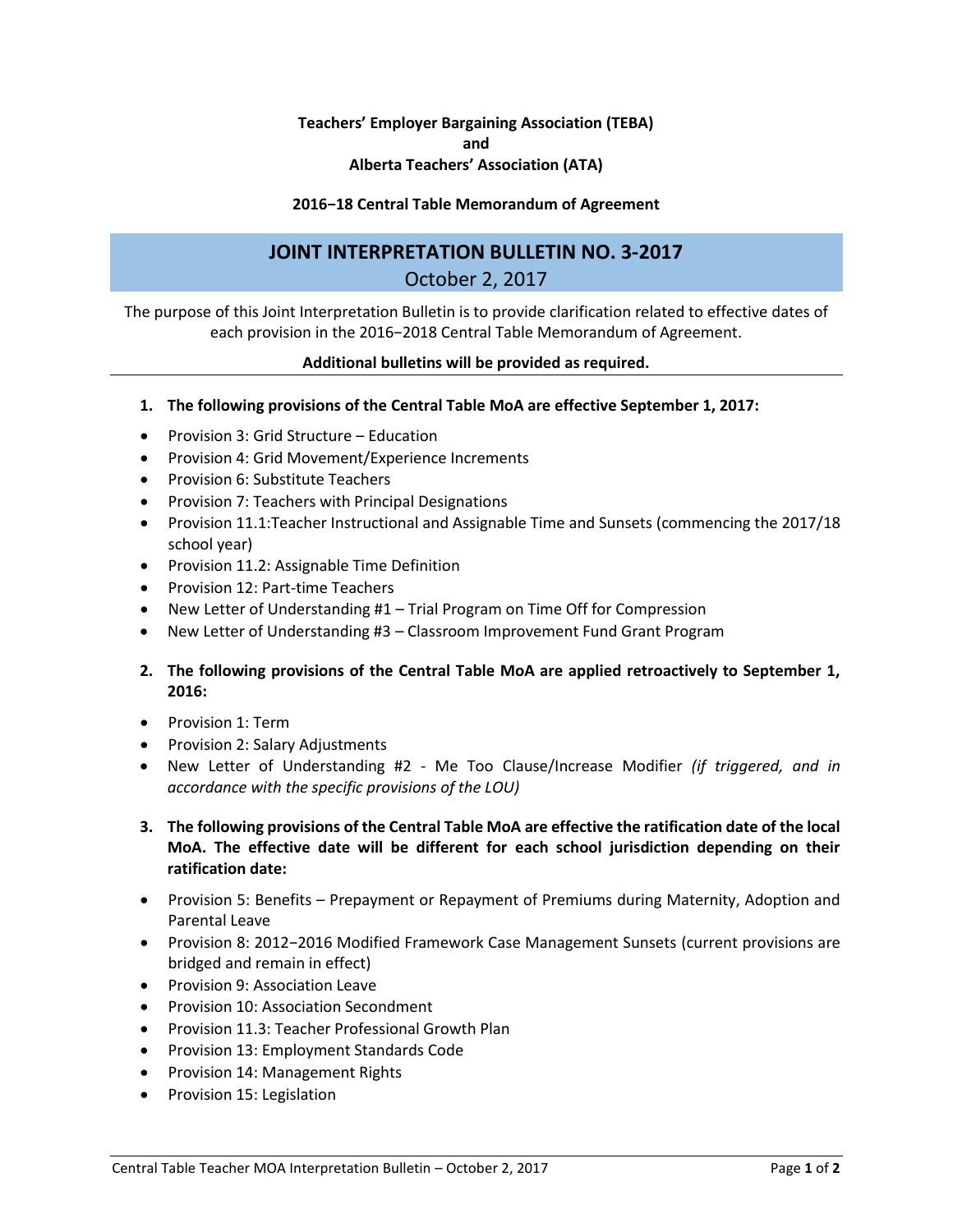**Teachers' Employer Bargaining Association (TEBA)**
**and**
**Alberta Teachers' Association (ATA)**

**2016−18 Central Table Memorandum of Agreement**

# JOINT INTERPRETATION BULLETIN NO. 3-2017

October 2, 2017

The purpose of this Joint Interpretation Bulletin is to provide clarification related to effective dates of each provision in the 2016−2018 Central Table Memorandum of Agreement.

**Additional bulletins will be provided as required.**

1. **The following provisions of the Central Table MoA are effective September 1, 2017:**

- Provision 3: Grid Structure – Education
- Provision 4: Grid Movement/Experience Increments
- Provision 6: Substitute Teachers
- Provision 7: Teachers with Principal Designations
- Provision 11.1:Teacher Instructional and Assignable Time and Sunsets (commencing the 2017/18 school year)
- Provision 11.2: Assignable Time Definition
- Provision 12: Part-time Teachers
- New Letter of Understanding #1 – Trial Program on Time Off for Compression
- New Letter of Understanding #3 – Classroom Improvement Fund Grant Program

2. **The following provisions of the Central Table MoA are applied retroactively to September 1, 2016:**

- Provision 1: Term
- Provision 2: Salary Adjustments
- New Letter of Understanding #2 - Me Too Clause/Increase Modifier *(if triggered, and in accordance with the specific provisions of the LOU)*

3. **The following provisions of the Central Table MoA are effective the ratification date of the local MoA. The effective date will be different for each school jurisdiction depending on their ratification date:**

- Provision 5: Benefits – Prepayment or Repayment of Premiums during Maternity, Adoption and Parental Leave
- Provision 8: 2012−2016 Modified Framework Case Management Sunsets (current provisions are bridged and remain in effect)
- Provision 9: Association Leave
- Provision 10: Association Secondment
- Provision 11.3: Teacher Professional Growth Plan
- Provision 13: Employment Standards Code
- Provision 14: Management Rights
- Provision 15: Legislation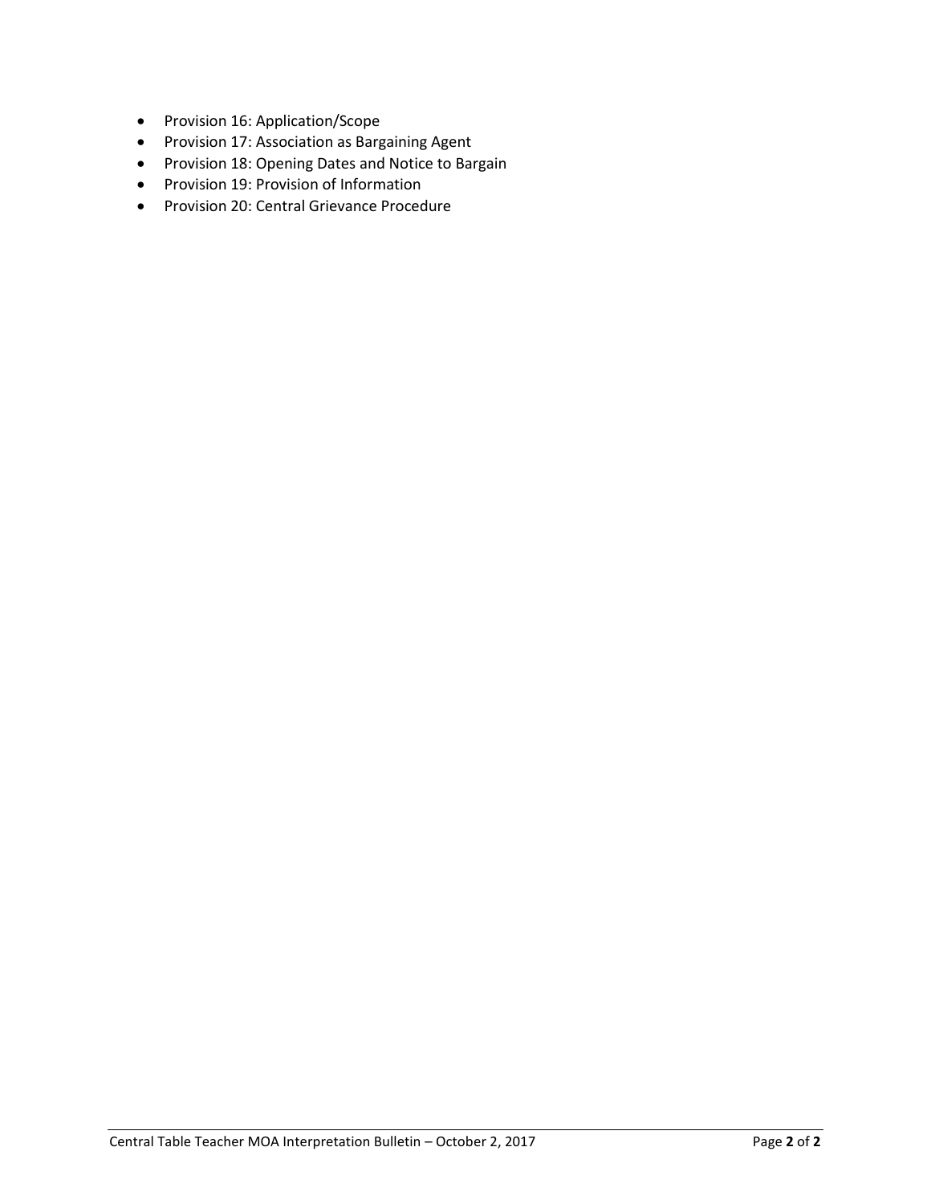- Provision 16: Application/Scope
- Provision 17: Association as Bargaining Agent
- Provision 18: Opening Dates and Notice to Bargain
- Provision 19: Provision of Information
- Provision 20: Central Grievance Procedure